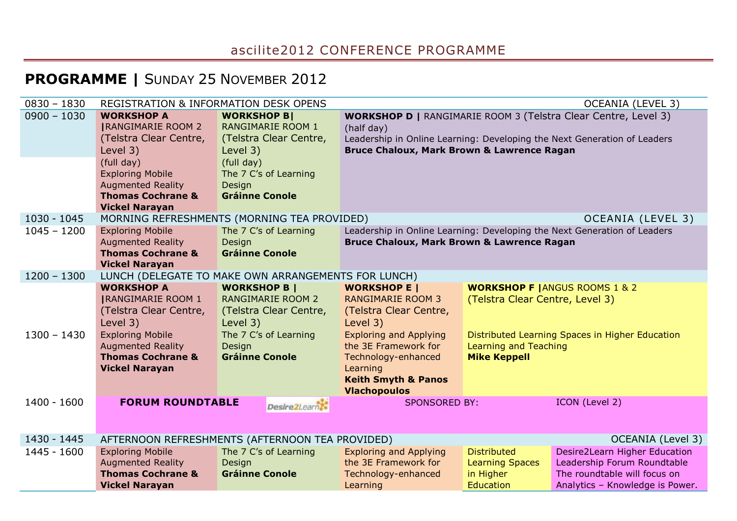## ascilite2012 CONFERENCE PROGRAMME

# PROGRAMME | SUNDAY 25 NOVEMBER 2012

| | | | | | |
|---|---|---|---|---|---|
| 0830 – 1830 | REGISTRATION & INFORMATION DESK OPENS | | | | OCEANIA (LEVEL 3) |
| 0900 – 1030 | **WORKSHOP A \|** RANGIMARIE ROOM 2 (Telstra Clear Centre, Level 3) (full day) Exploring Mobile Augmented Reality **Thomas Cochrane & Vickel Narayan** | **WORKSHOP B\|** RANGIMARIE ROOM 1 (Telstra Clear Centre, Level 3) (full day) The 7 C's of Learning Design **Gráinne Conole** | **WORKSHOP D \|** RANGIMARIE ROOM 3 (Telstra Clear Centre, Level 3) (half day) Leadership in Online Learning: Developing the Next Generation of Leaders **Bruce Chaloux, Mark Brown & Lawrence Ragan** | | | |
| 1030 - 1045 | MORNING REFRESHMENTS (MORNING TEA PROVIDED) | | | | OCEANIA (LEVEL 3) |
| 1045 – 1200 | Exploring Mobile Augmented Reality **Thomas Cochrane & Vickel Narayan** | The 7 C's of Learning Design **Gráinne Conole** | Leadership in Online Learning: Developing the Next Generation of Leaders **Bruce Chaloux, Mark Brown & Lawrence Ragan** | | | |
| 1200 – 1300 | LUNCH (DELEGATE TO MAKE OWN ARRANGEMENTS FOR LUNCH) | | | | | |
| 1300 – 1430 | **WORKSHOP A \|** RANGIMARIE ROOM 1 (Telstra Clear Centre, Level 3) Exploring Mobile Augmented Reality **Thomas Cochrane & Vickel Narayan** | **WORKSHOP B \|** RANGIMARIE ROOM 2 (Telstra Clear Centre, Level 3) The 7 C's of Learning Design **Gráinne Conole** | **WORKSHOP E \|** RANGIMARIE ROOM 3 (Telstra Clear Centre, Level 3) Exploring and Applying the 3E Framework for Technology-enhanced Learning **Keith Smyth & Panos Vlachopoulos** | **WORKSHOP F \|** ANGUS ROOMS 1 & 2 (Telstra Clear Centre, Level 3) Distributed Learning Spaces in Higher Education Learning and Teaching **Mike Keppell** | | |
| 1400 - 1600 | **FORUM ROUNDTABLE** | Desire2Learn | SPONSORED BY: | | ICON (Level 2) | |
| 1430 - 1445 | AFTERNOON REFRESHMENTS (AFTERNOON TEA PROVIDED) | | | | OCEANIA (Level 3) | |
| 1445 - 1600 | Exploring Mobile Augmented Reality **Thomas Cochrane & Vickel Narayan** | The 7 C's of Learning Design **Gráinne Conole** | Exploring and Applying the 3E Framework for Technology-enhanced Learning | Distributed Learning Spaces in Higher Education | Desire2Learn Higher Education Leadership Forum Roundtable The roundtable will focus on Analytics – Knowledge is Power. | |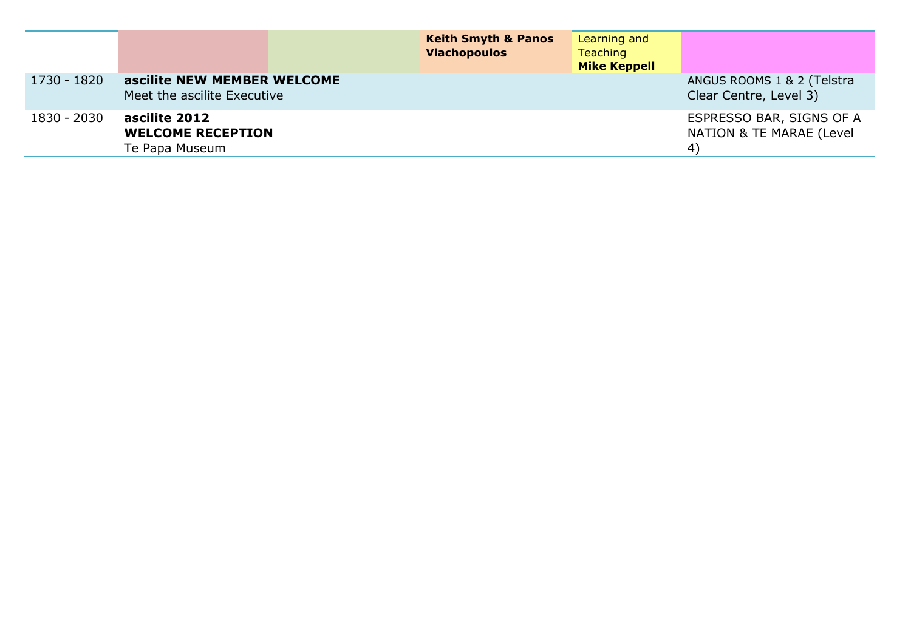| | | | | | |
|---|---|---|---|---|---|
| | | | **Keith Smyth & Panos Vlachopoulos** | Learning and Teaching **Mike Keppell** | |
| 1730 - 1820 | **ascilite NEW MEMBER WELCOME** Meet the ascilite Executive | | | | ANGUS ROOMS 1 & 2 (Telstra Clear Centre, Level 3) |
| 1830 - 2030 | **ascilite 2012 WELCOME RECEPTION** Te Papa Museum | | | | ESPRESSO BAR, SIGNS OF A NATION & TE MARAE (Level 4) |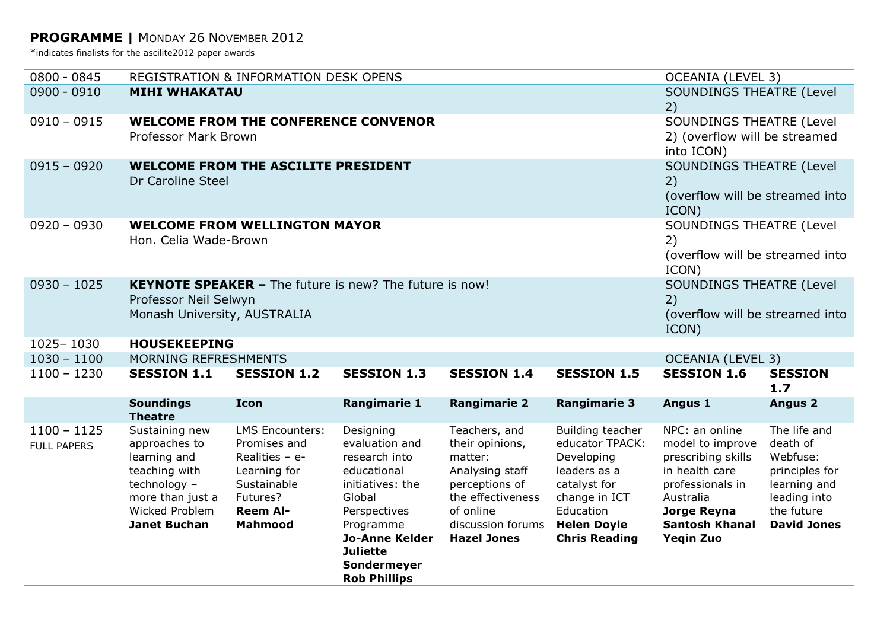**PROGRAMME |** MONDAY 26 NOVEMBER 2012

*indicates finalists for the ascilite2012 paper awards

| | | | | | | | |
|---|---|---|---|---|---|---|---|
| 0800 - 0845 | REGISTRATION & INFORMATION DESK OPENS | | | | | OCEANIA (LEVEL 3) | |
| 0900 - 0910 | **MIHI WHAKATAU** | | | | | SOUNDINGS THEATRE (Level 2) | |
| 0910 – 0915 | **WELCOME FROM THE CONFERENCE CONVENOR**<br>Professor Mark Brown | | | | | SOUNDINGS THEATRE (Level 2) (overflow will be streamed into ICON) | |
| 0915 – 0920 | **WELCOME FROM THE ASCILITE PRESIDENT**<br>Dr Caroline Steel | | | | | SOUNDINGS THEATRE (Level 2)<br>(overflow will be streamed into ICON) | |
| 0920 – 0930 | **WELCOME FROM WELLINGTON MAYOR**<br>Hon. Celia Wade-Brown | | | | | SOUNDINGS THEATRE (Level 2)<br>(overflow will be streamed into ICON) | |
| 0930 – 1025 | **KEYNOTE SPEAKER –** The future is new? The future is now!<br>Professor Neil Selwyn<br>Monash University, AUSTRALIA | | | | | SOUNDINGS THEATRE (Level 2)<br>(overflow will be streamed into ICON) | |
| 1025– 1030 | **HOUSEKEEPING** | | | | | | |
| 1030 – 1100 | MORNING REFRESHMENTS | | | | | OCEANIA (LEVEL 3) | |
| 1100 – 1230 | **SESSION 1.1** | **SESSION 1.2** | **SESSION 1.3** | **SESSION 1.4** | **SESSION 1.5** | **SESSION 1.6** | **SESSION 1.7** |
| | **Soundings Theatre** | **Icon** | **Rangimarie 1** | **Rangimarie 2** | **Rangimarie 3** | **Angus 1** | **Angus 2** |
| 1100 – 1125<br>FULL PAPERS | Sustaining new approaches to learning and teaching with technology – more than just a Wicked Problem<br>**Janet Buchan** | LMS Encounters: Promises and Realities – e-Learning for Sustainable Futures?<br>**Reem Al-Mahmood** | Designing evaluation and research into educational initiatives: the Global Perspectives Programme<br>**Jo-Anne Kelder**<br>**Juliette Sondermeyer**<br>**Rob Phillips** | Teachers, and their opinions, matter: Analysing staff perceptions of the effectiveness of online discussion forums<br>**Hazel Jones** | Building teacher educator TPACK: Developing leaders as a catalyst for change in ICT Education<br>**Helen Doyle**<br>**Chris Reading** | NPC: an online model to improve prescribing skills in health care professionals in Australia<br>**Jorge Reyna**<br>**Santosh Khanal**<br>**Yeqin Zuo** | The life and death of Webfuse: principles for learning and leading into the future<br>**David Jones** |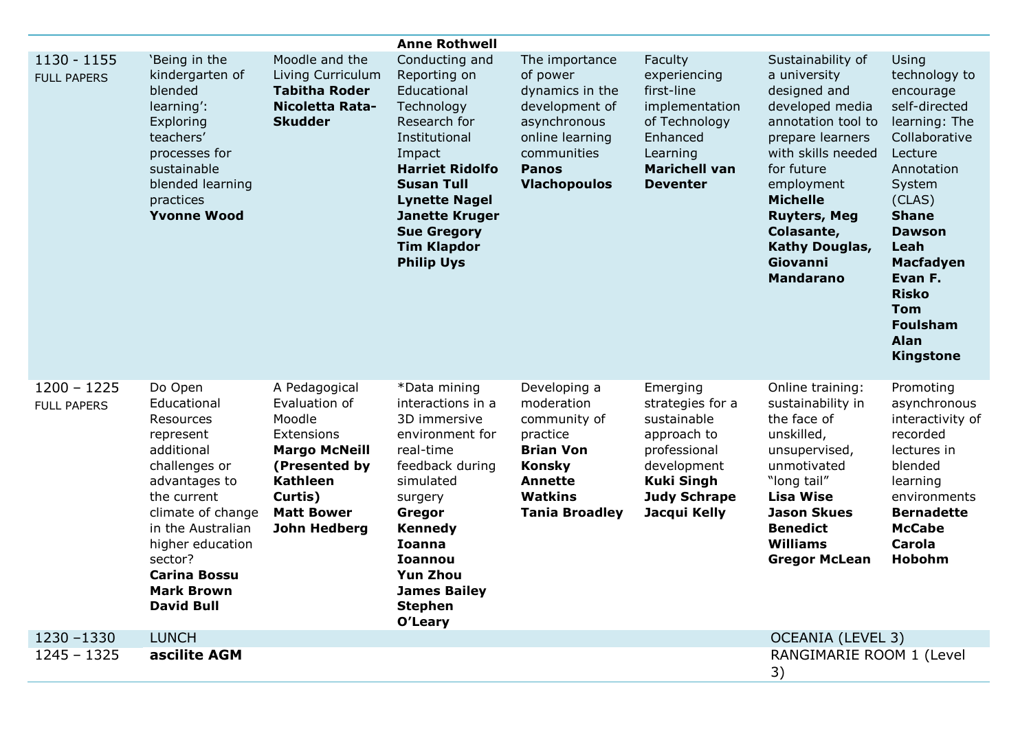| | | | | | | | |
|---|---|---|---|---|---|---|---|
| | | | **Anne Rothwell** | | | | |
| 1130 - 1155 FULL PAPERS | 'Being in the kindergarten of blended learning': Exploring teachers' processes for sustainable blended learning practices **Yvonne Wood** | Moodle and the Living Curriculum **Tabitha Roder Nicoletta Rata-Skudder** | Conducting and Reporting on Educational Technology Research for Institutional Impact **Harriet Ridolfo Susan Tull Lynette Nagel Janette Kruger Sue Gregory Tim Klapdor Philip Uys** | The importance of power dynamics in the development of asynchronous online learning communities **Panos Vlachopoulos** | Faculty experiencing first-line implementation of Technology Enhanced Learning **Marichell van Deventer** | Sustainability of a university designed and developed media annotation tool to prepare learners with skills needed for future employment **Michelle Ruyters, Meg Colasante, Kathy Douglas, Giovanni Mandarano** | Using technology to encourage self-directed learning: The Collaborative Lecture Annotation System (CLAS) **Shane Dawson Leah Macfadyen Evan F. Risko Tom Foulsham Alan Kingstone** |
| 1200 – 1225 FULL PAPERS | Do Open Educational Resources represent additional challenges or advantages to the current climate of change in the Australian higher education sector? **Carina Bossu Mark Brown David Bull** | A Pedagogical Evaluation of Moodle Extensions **Margo McNeill (Presented by Kathleen Curtis) Matt Bower John Hedberg** | *Data mining interactions in a 3D immersive environment for real-time feedback during simulated surgery **Gregor Kennedy Ioanna Ioannou Yun Zhou James Bailey Stephen O'Leary** | Developing a moderation community of practice **Brian Von Konsky Annette Watkins Tania Broadley** | Emerging strategies for a sustainable approach to professional development **Kuki Singh Judy Schrape Jacqui Kelly** | Online training: sustainability in the face of unskilled, unsupervised, unmotivated "long tail" **Lisa Wise Jason Skues Benedict Williams Gregor McLean** | Promoting asynchronous interactivity of recorded lectures in blended learning environments **Bernadette McCabe Carola Hobohm** |
| 1230 –1330 | LUNCH | | | | | OCEANIA (LEVEL 3) | |
| 1245 – 1325 | **ascilite AGM** | | | | | RANGIMARIE ROOM 1 (Level 3) | |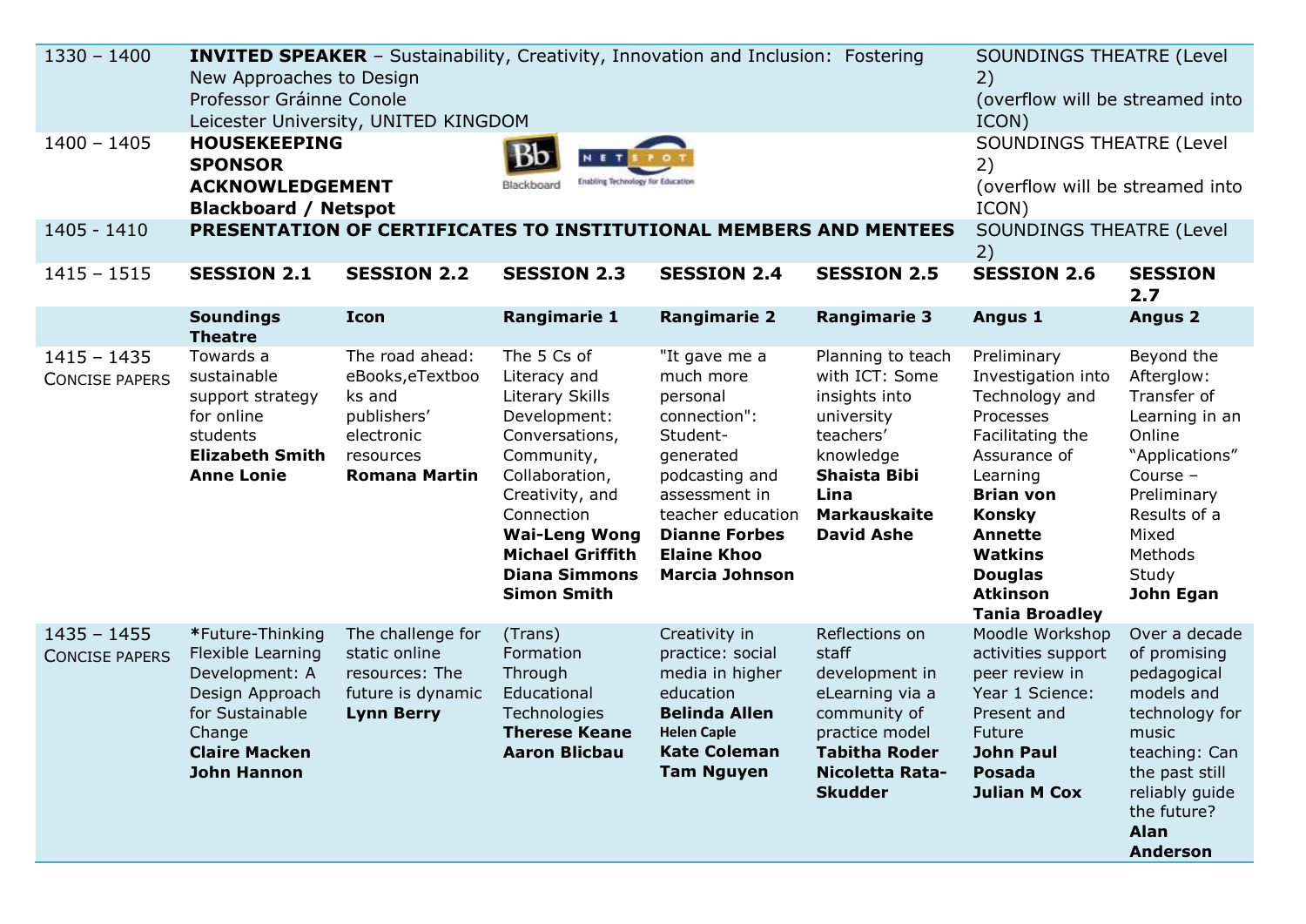| | | | | | | | |
|---|---|---|---|---|---|---|---|
| 1330 – 1400 | **INVITED SPEAKER** – Sustainability, Creativity, Innovation and Inclusion: Fostering New Approaches to Design<br>Professor Gráinne Conole<br>Leicester University, UNITED KINGDOM | | | | | SOUNDINGS THEATRE (Level 2)<br>(overflow will be streamed into ICON) | |
| 1400 – 1405 | **HOUSEKEEPING**<br>**SPONSOR ACKNOWLEDGEMENT**<br>**Blackboard / Netspot** | | | | | SOUNDINGS THEATRE (Level 2)<br>(overflow will be streamed into ICON) | |
| 1405 - 1410 | **PRESENTATION OF CERTIFICATES TO INSTITUTIONAL MEMBERS AND MENTEES** | | | | | SOUNDINGS THEATRE (Level 2) | |
| 1415 – 1515 | **SESSION 2.1** | **SESSION 2.2** | **SESSION 2.3** | **SESSION 2.4** | **SESSION 2.5** | **SESSION 2.6** | **SESSION 2.7** |
| | **Soundings Theatre** | **Icon** | **Rangimarie 1** | **Rangimarie 2** | **Rangimarie 3** | **Angus 1** | **Angus 2** |
| 1415 – 1435 CONCISE PAPERS | Towards a sustainable support strategy for online students<br>**Elizabeth Smith**<br>**Anne Lonie** | The road ahead: eBooks,eTextbooks and publishers' electronic resources<br>**Romana Martin** | The 5 Cs of Literacy and Literary Skills Development: Conversations, Community, Collaboration, Creativity, and Connection<br>**Wai-Leng Wong**<br>**Michael Griffith**<br>**Diana Simmons**<br>**Simon Smith** | "It gave me a much more personal connection": Student-generated podcasting and assessment in teacher education<br>**Dianne Forbes**<br>**Elaine Khoo**<br>**Marcia Johnson** | Planning to teach with ICT: Some insights into university teachers' knowledge<br>**Shaista Bibi**<br>**Lina Markauskaite**<br>**David Ashe** | Preliminary Investigation into Technology and Processes Facilitating the Assurance of Learning<br>**Brian von Konsky**<br>**Annette Watkins**<br>**Douglas Atkinson**<br>**Tania Broadley** | Beyond the Afterglow: Transfer of Learning in an Online "Applications" Course – Preliminary Results of a Mixed Methods Study<br>**John Egan** |
| 1435 – 1455 CONCISE PAPERS | *Future-Thinking Flexible Learning Development: A Design Approach for Sustainable Change<br>**Claire Macken**<br>**John Hannon** | The challenge for static online resources: The future is dynamic<br>**Lynn Berry** | (Trans) Formation Through Educational Technologies<br>**Therese Keane**<br>**Aaron Blicbau** | Creativity in practice: social media in higher education<br>**Belinda Allen**<br>**Helen Caple**<br>**Kate Coleman**<br>**Tam Nguyen** | Reflections on staff development in eLearning via a community of practice model<br>**Tabitha Roder**<br>**Nicoletta Rata-Skudder** | Moodle Workshop activities support peer review in Year 1 Science: Present and Future<br>**John Paul Posada**<br>**Julian M Cox** | Over a decade of promising pedagogical models and technology for music teaching: Can the past still reliably guide the future?<br>**Alan Anderson** |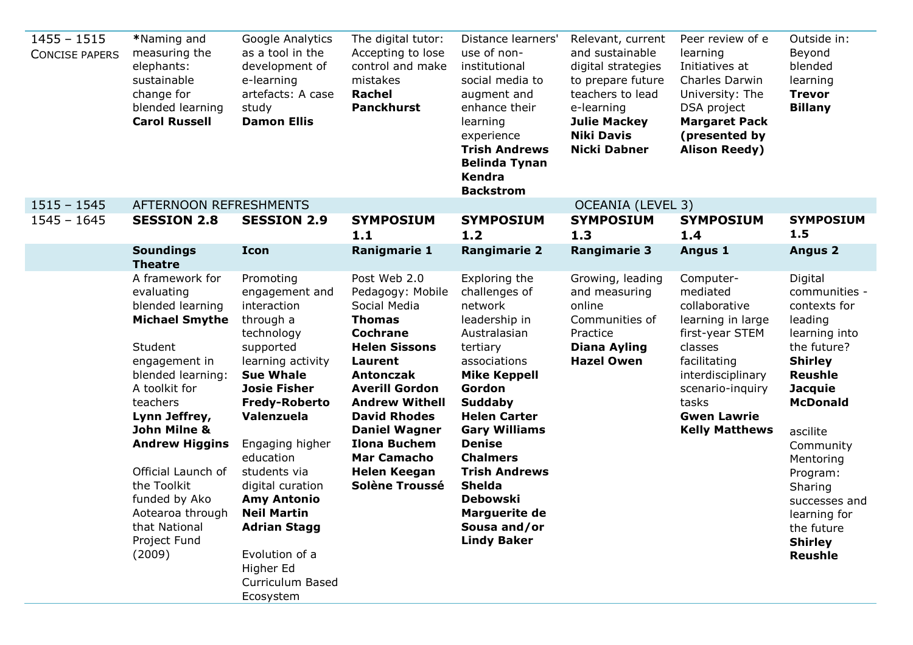| | | | | | | | |
|---|---|---|---|---|---|---|---|
| 1455 – 1515 CONCISE PAPERS | *Naming and measuring the elephants: sustainable change for blended learning **Carol Russell** | Google Analytics as a tool in the development of e-learning artefacts: A case study **Damon Ellis** | The digital tutor: Accepting to lose control and make mistakes **Rachel Panckhurst** | Distance learners' use of non-institutional social media to augment and enhance their learning experience **Trish Andrews Belinda Tynan Kendra Backstrom** | Relevant, current and sustainable digital strategies to prepare future teachers to lead e-learning **Julie Mackey Niki Davis Nicki Dabner** | Peer review of e learning Initiatives at Charles Darwin University: The DSA project **Margaret Pack (presented by Alison Reedy)** | Outside in: Beyond blended learning **Trevor Billany** |
| 1515 – 1545 | AFTERNOON REFRESHMENTS | | | | OCEANIA (LEVEL 3) | | |
| 1545 – 1645 | **SESSION 2.8** | **SESSION 2.9** | **SYMPOSIUM 1.1** | **SYMPOSIUM 1.2** | **SYMPOSIUM 1.3** | **SYMPOSIUM 1.4** | **SYMPOSIUM 1.5** |
| | **Soundings Theatre** | **Icon** | **Ranigmarie 1** | **Rangimarie 2** | **Rangimarie 3** | **Angus 1** | **Angus 2** |
| | A framework for evaluating blended learning **Michael Smythe**<br><br>Student engagement in blended learning: A toolkit for teachers **Lynn Jeffrey, John Milne & Andrew Higgins**<br><br>Official Launch of the Toolkit funded by Ako Aotearoa through that National Project Fund (2009) | Promoting engagement and interaction through a technology supported learning activity **Sue Whale Josie Fisher Fredy-Roberto Valenzuela**<br><br>Engaging higher education students via digital curation **Amy Antonio Neil Martin Adrian Stagg**<br><br>Evolution of a Higher Ed Curriculum Based Ecosystem | Post Web 2.0 Pedagogy: Mobile Social Media **Thomas Cochrane Helen Sissons Laurent Antonczak Averill Gordon Andrew Withell David Rhodes Daniel Wagner Ilona Buchem Mar Camacho Helen Keegan Solène Troussé** | Exploring the challenges of network leadership in Australasian tertiary associations **Mike Keppell Gordon Suddaby Helen Carter Gary Williams Denise Chalmers Trish Andrews Shelda Debowski Marguerite de Sousa and/or Lindy Baker** | Growing, leading and measuring online Communities of Practice **Diana Ayling Hazel Owen** | Computer-mediated collaborative learning in large first-year STEM classes facilitating interdisciplinary scenario-inquiry tasks **Gwen Lawrie Kelly Matthews** | Digital communities - contexts for leading learning into the future? **Shirley Reushle Jacquie McDonald**<br><br>ascilite Community Mentoring Program: Sharing successes and learning for the future **Shirley Reushle** |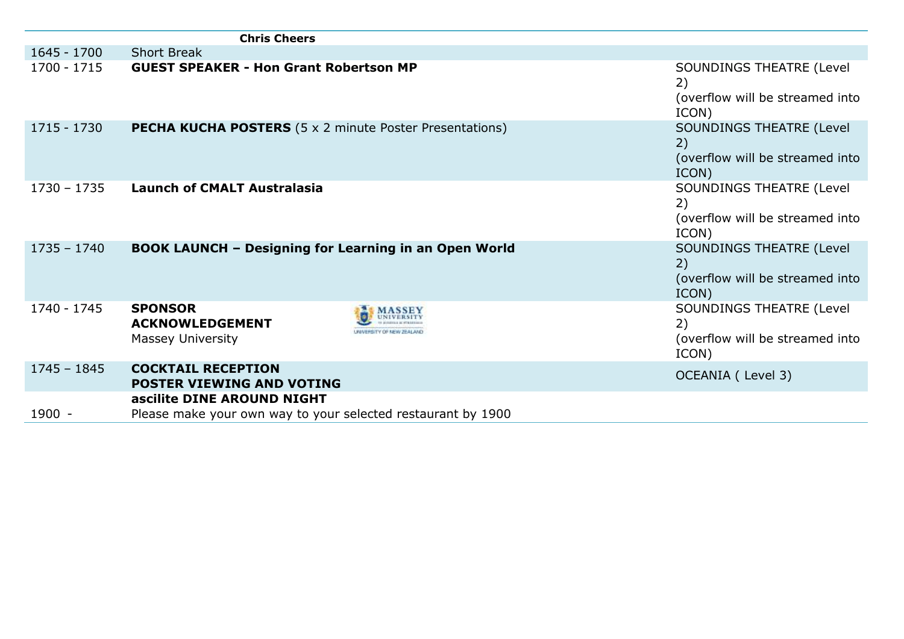| | | |
|---|---|---|
| | **Chris Cheers** | |
| 1645 - 1700 | Short Break | |
| 1700 - 1715 | **GUEST SPEAKER - Hon Grant Robertson MP** | SOUNDINGS THEATRE (Level 2) (overflow will be streamed into ICON) |
| 1715 - 1730 | **PECHA KUCHA POSTERS** (5 x 2 minute Poster Presentations) | SOUNDINGS THEATRE (Level 2) (overflow will be streamed into ICON) |
| 1730 – 1735 | **Launch of CMALT Australasia** | SOUNDINGS THEATRE (Level 2) (overflow will be streamed into ICON) |
| 1735 – 1740 | **BOOK LAUNCH – Designing for Learning in an Open World** | SOUNDINGS THEATRE (Level 2) (overflow will be streamed into ICON) |
| 1740 - 1745 | **SPONSOR ACKNOWLEDGEMENT** Massey University | SOUNDINGS THEATRE (Level 2) (overflow will be streamed into ICON) |
| 1745 – 1845 | **COCKTAIL RECEPTION** **POSTER VIEWING AND VOTING** | OCEANIA ( Level 3) |
| 1900 - | **ascilite DINE AROUND NIGHT** Please make your own way to your selected restaurant by 1900 | |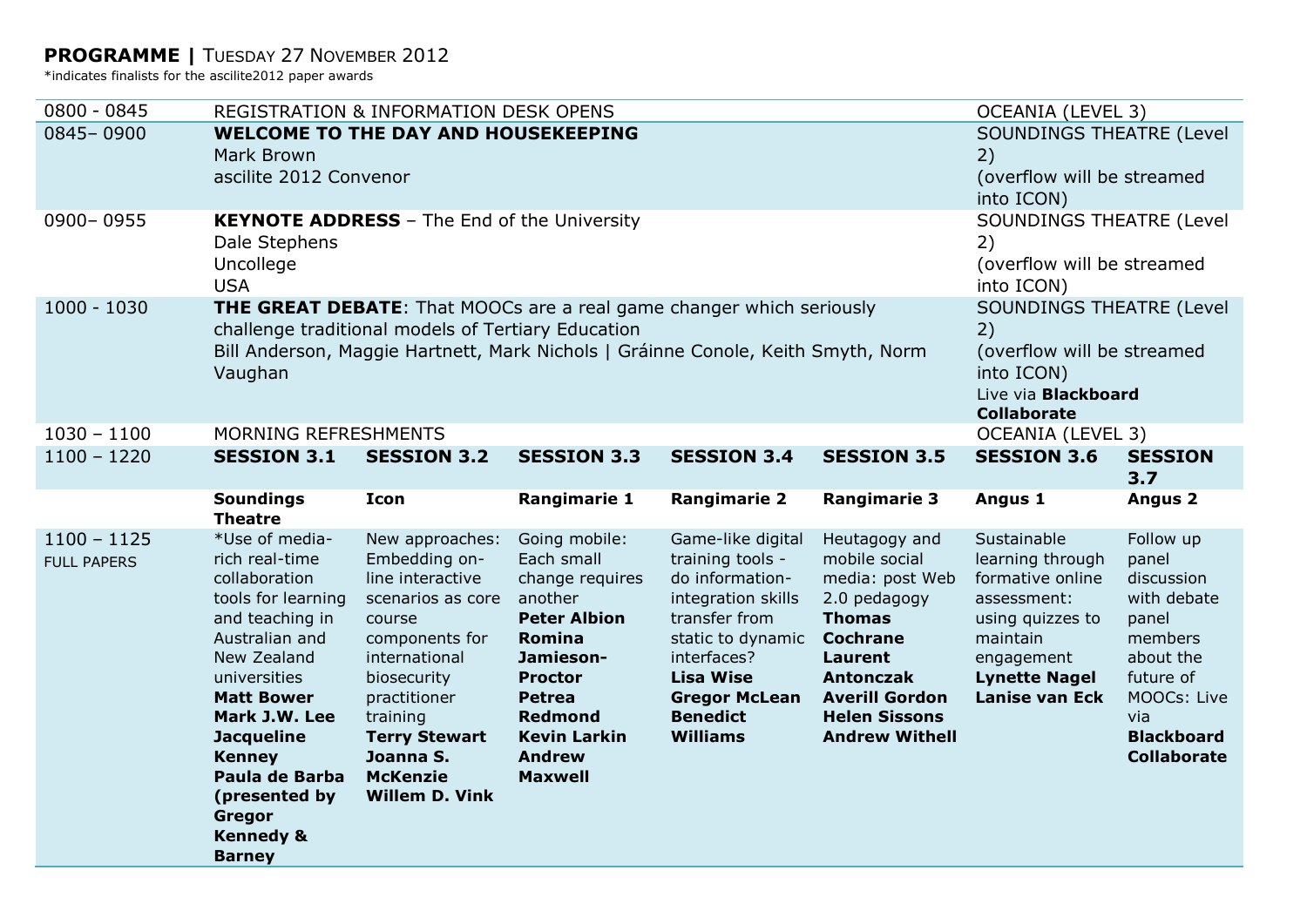**PROGRAMME |** TUESDAY 27 NOVEMBER 2012

*indicates finalists for the ascilite2012 paper awards

| | | | | | | | |
|---|---|---|---|---|---|---|---|
| 0800 - 0845 | REGISTRATION & INFORMATION DESK OPENS | | | | | OCEANIA (LEVEL 3) | |
| 0845– 0900 | **WELCOME TO THE DAY AND HOUSEKEEPING**<br>Mark Brown<br>ascilite 2012 Convenor | | | | | SOUNDINGS THEATRE (Level 2)<br>(overflow will be streamed into ICON) | |
| 0900– 0955 | **KEYNOTE ADDRESS** – The End of the University<br>Dale Stephens<br>Uncollege<br>USA | | | | | SOUNDINGS THEATRE (Level 2)<br>(overflow will be streamed into ICON) | |
| 1000 - 1030 | **THE GREAT DEBATE**: That MOOCs are a real game changer which seriously challenge traditional models of Tertiary Education<br>Bill Anderson, Maggie Hartnett, Mark Nichols \| Gráinne Conole, Keith Smyth, Norm Vaughan | | | | | SOUNDINGS THEATRE (Level 2)<br>(overflow will be streamed into ICON)<br>Live via **Blackboard Collaborate** | |
| 1030 – 1100 | MORNING REFRESHMENTS | | | | | OCEANIA (LEVEL 3) | |
| 1100 – 1220 | **SESSION 3.1** | **SESSION 3.2** | **SESSION 3.3** | **SESSION 3.4** | **SESSION 3.5** | **SESSION 3.6** | **SESSION 3.7** |
| | **Soundings Theatre** | **Icon** | **Rangimarie 1** | **Rangimarie 2** | **Rangimarie 3** | **Angus 1** | **Angus 2** |
| 1100 – 1125<br>FULL PAPERS | *Use of media-rich real-time collaboration tools for learning and teaching in Australian and New Zealand universities<br>**Matt Bower<br>Mark J.W. Lee<br>Jacqueline Kenney<br>Paula de Barba (presented by Gregor Kennedy & Barney** | New approaches: Embedding on-line interactive scenarios as core course components for international biosecurity practitioner training<br>**Terry Stewart<br>Joanna S. McKenzie<br>Willem D. Vink** | Going mobile: Each small change requires another<br>**Peter Albion<br>Romina Jamieson-Proctor<br>Petrea Redmond<br>Kevin Larkin<br>Andrew Maxwell** | Game-like digital training tools - do information-integration skills transfer from static to dynamic interfaces?<br>**Lisa Wise<br>Gregor McLean<br>Benedict Williams** | Heutagogy and mobile social media: post Web 2.0 pedagogy<br>**Thomas Cochrane<br>Laurent Antonczak<br>Averill Gordon<br>Helen Sissons<br>Andrew Withell** | Sustainable learning through formative online assessment: using quizzes to maintain engagement<br>**Lynette Nagel<br>Lanise van Eck** | Follow up panel discussion with debate panel members about the future of MOOCs: Live via **Blackboard Collaborate** |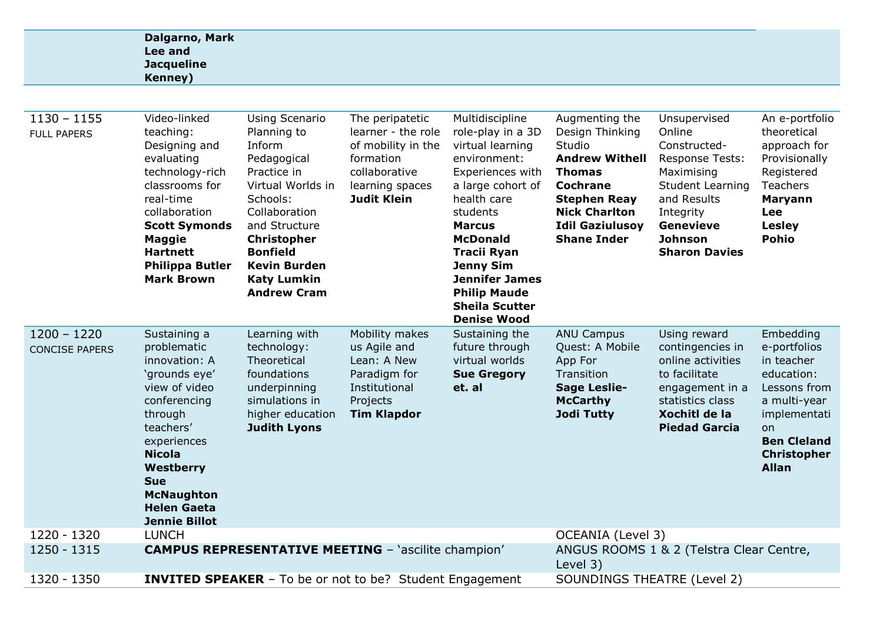| | | | | | | | |
|---|---|---|---|---|---|---|---|
| | **Dalgarno, Mark Lee and Jacqueline Kenney)** | | | | | | |
| 1130 – 1155 FULL PAPERS | Video-linked teaching: Designing and evaluating technology-rich classrooms for real-time collaboration **Scott Symonds Maggie Hartnett Philippa Butler Mark Brown** | Using Scenario Planning to Inform Pedagogical Practice in Virtual Worlds in Schools: Collaboration and Structure **Christopher Bonfield Kevin Burden Katy Lumkin Andrew Cram** | The peripatetic learner - the role of mobility in the formation collaborative learning spaces **Judit Klein** | Multidiscipline role-play in a 3D virtual learning environment: Experiences with a large cohort of health care students **Marcus McDonald Tracii Ryan Jenny Sim Jennifer James Philip Maude Sheila Scutter Denise Wood** | Augmenting the Design Thinking Studio **Andrew Withell Thomas Cochrane Stephen Reay Nick Charlton Idil Gaziulusoy Shane Inder** | Unsupervised Online Constructed-Response Tests: Maximising Student Learning and Results Integrity **Genevieve Johnson Sharon Davies** | An e-portfolio theoretical approach for Provisionally Registered Teachers **Maryann Lee Lesley Pohio** |
| 1200 – 1220 CONCISE PAPERS | Sustaining a problematic innovation: A 'grounds eye' view of video conferencing through teachers' experiences **Nicola Westberry Sue McNaughton Helen Gaeta Jennie Billot** | Learning with technology: Theoretical foundations underpinning simulations in higher education **Judith Lyons** | Mobility makes us Agile and Lean: A New Paradigm for Institutional Projects **Tim Klapdor** | Sustaining the future through virtual worlds **Sue Gregory et. al** | ANU Campus Quest: A Mobile App For Transition **Sage Leslie-McCarthy Jodi Tutty** | Using reward contingencies in online activities to facilitate engagement in a statistics class **Xochitl de la Piedad Garcia** | Embedding e-portfolios in teacher education: Lessons from a multi-year implementation **Ben Cleland Christopher Allan** |
| 1220 - 1320 | LUNCH | | | | OCEANIA (Level 3) | | |
| 1250 - 1315 | **CAMPUS REPRESENTATIVE MEETING** – 'ascilite champion' | | | | ANGUS ROOMS 1 & 2 (Telstra Clear Centre, Level 3) | | |
| 1320 - 1350 | **INVITED SPEAKER** – To be or not to be? Student Engagement | | | | SOUNDINGS THEATRE (Level 2) | | |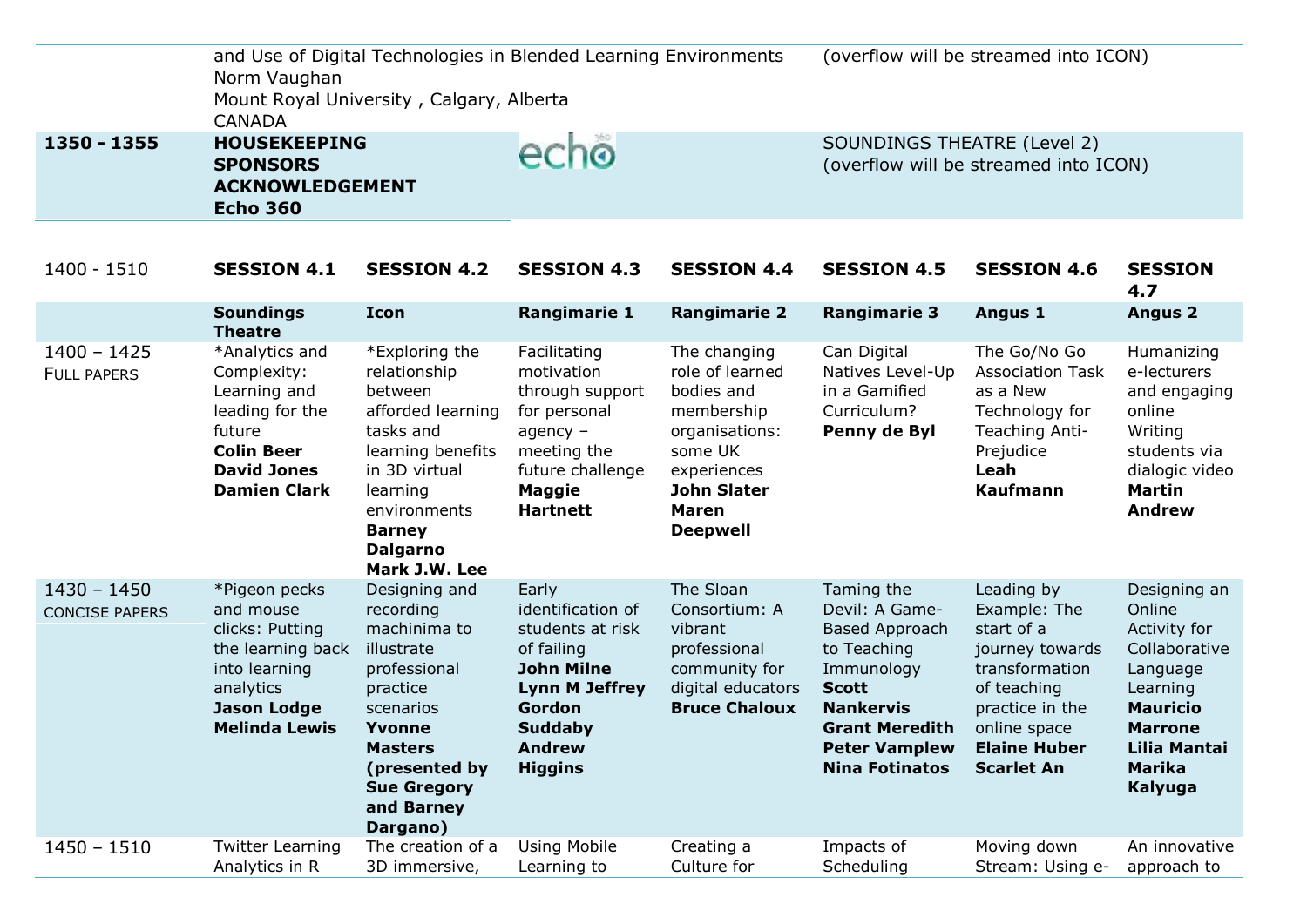| | | | | | | | |
|---|---|---|---|---|---|---|---|
| | and Use of Digital Technologies in Blended Learning Environments Norm Vaughan Mount Royal University , Calgary, Alberta CANADA | | | | (overflow will be streamed into ICON) | | |
| **1350 - 1355** | **HOUSEKEEPING SPONSORS ACKNOWLEDGEMENT Echo 360** | | echo | | SOUNDINGS THEATRE (Level 2) (overflow will be streamed into ICON) | | |
| 1400 - 1510 | **SESSION 4.1** | **SESSION 4.2** | **SESSION 4.3** | **SESSION 4.4** | **SESSION 4.5** | **SESSION 4.6** | **SESSION 4.7** |
| | **Soundings Theatre** | **Icon** | **Rangimarie 1** | **Rangimarie 2** | **Rangimarie 3** | **Angus 1** | **Angus 2** |
| 1400 – 1425 FULL PAPERS | *Analytics and Complexity: Learning and leading for the future **Colin Beer David Jones Damien Clark** | *Exploring the relationship between afforded learning tasks and learning benefits in 3D virtual learning environments **Barney Dalgarno Mark J.W. Lee** | Facilitating motivation through support for personal agency – meeting the future challenge **Maggie Hartnett** | The changing role of learned bodies and membership organisations: some UK experiences **John Slater Maren Deepwell** | Can Digital Natives Level-Up in a Gamified Curriculum? **Penny de Byl** | The Go/No Go Association Task as a New Technology for Teaching Anti-Prejudice **Leah Kaufmann** | Humanizing e-lecturers and engaging online Writing students via dialogic video **Martin Andrew** |
| 1430 – 1450 CONCISE PAPERS | *Pigeon pecks and mouse clicks: Putting the learning back into learning analytics **Jason Lodge Melinda Lewis** | Designing and recording machinima to illustrate professional practice scenarios **Yvonne Masters (presented by Sue Gregory and Barney Dargano)** | Early identification of students at risk of failing **John Milne Lynn M Jeffrey Gordon Suddaby Andrew Higgins** | The Sloan Consortium: A vibrant professional community for digital educators **Bruce Chaloux** | Taming the Devil: A Game-Based Approach to Teaching Immunology **Scott Nankervis Grant Meredith Peter Vamplew Nina Fotinatos** | Leading by Example: The start of a journey towards transformation of teaching practice in the online space **Elaine Huber Scarlet An** | Designing an Online Activity for Collaborative Language Learning **Mauricio Marrone Lilia Mantai Marika Kalyuga** |
| 1450 – 1510 | Twitter Learning Analytics in R | The creation of a 3D immersive, | Using Mobile Learning to | Creating a Culture for | Impacts of Scheduling | Moving down Stream: Using e- | An innovative approach to |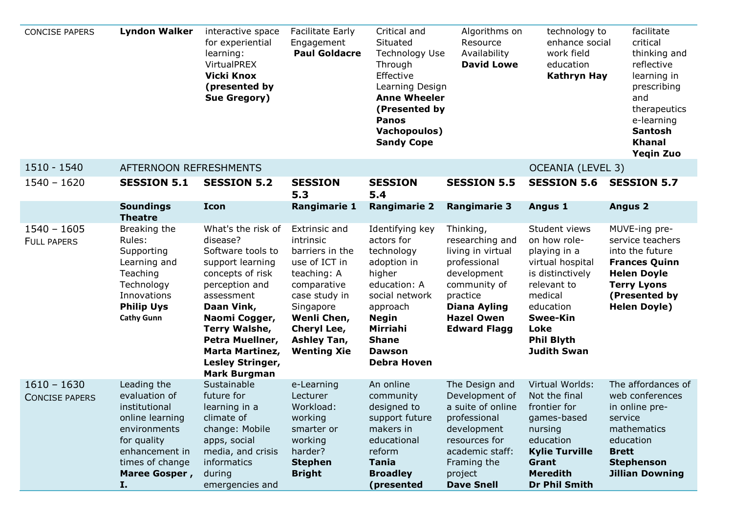| | | | | | | | |
|---|---|---|---|---|---|---|---|
| CONCISE PAPERS | **Lyndon Walker** | interactive space for experiential learning: VirtualPREX **Vicki Knox (presented by Sue Gregory)** | Facilitate Early Engagement **Paul Goldacre** | Critical and Situated Technology Use Through Effective Learning Design **Anne Wheeler (Presented by Panos Vachopoulos) Sandy Cope** | Algorithms on Resource Availability **David Lowe** | technology to enhance social work field education **Kathryn Hay** | facilitate critical thinking and reflective learning in prescribing and therapeutics e-learning **Santosh Khanal Yeqin Zuo** |
| 1510 - 1540 | AFTERNOON REFRESHMENTS | | | | | OCEANIA (LEVEL 3) | |
| 1540 – 1620 | **SESSION 5.1** | **SESSION 5.2** | **SESSION 5.3** | **SESSION 5.4** | **SESSION 5.5** | **SESSION 5.6** | **SESSION 5.7** |
| | **Soundings Theatre** | **Icon** | **Rangimarie 1** | **Rangimarie 2** | **Rangimarie 3** | **Angus 1** | **Angus 2** |
| 1540 – 1605 FULL PAPERS | Breaking the Rules: Supporting Learning and Teaching Technology Innovations **Philip Uys** **Cathy Gunn** | What's the risk of disease? Software tools to support learning concepts of risk perception and assessment **Daan Vink, Naomi Cogger, Terry Walshe, Petra Muellner, Marta Martinez, Lesley Stringer, Mark Burgman** | Extrinsic and intrinsic barriers in the use of ICT in teaching: A comparative case study in Singapore **Wenli Chen, Cheryl Lee, Ashley Tan, Wenting Xie** | Identifying key actors for technology adoption in higher education: A social network approach **Negin Mirriahi Shane Dawson Debra Hoven** | Thinking, researching and living in virtual professional development community of practice **Diana Ayling Hazel Owen Edward Flagg** | Student views on how role-playing in a virtual hospital is distinctively relevant to medical education **Swee-Kin Loke Phil Blyth Judith Swan** | MUVE-ing pre-service teachers into the future **Frances Quinn Helen Doyle Terry Lyons (Presented by Helen Doyle)** |
| 1610 – 1630 CONCISE PAPERS | Leading the evaluation of institutional online learning environments for quality enhancement in times of change **Maree Gosper , I.** | Sustainable future for learning in a climate of change: Mobile apps, social media, and crisis informatics during emergencies and | e-Learning Lecturer Workload: working smarter or working harder? **Stephen Bright** | An online community designed to support future makers in educational reform **Tania Broadley (presented** | The Design and Development of a suite of online professional development resources for academic staff: Framing the project **Dave Snell** | Virtual Worlds: Not the final frontier for games-based nursing education **Kylie Turville Grant Meredith Dr Phil Smith** | The affordances of web conferences in online pre-service mathematics education **Brett Stephenson Jillian Downing** |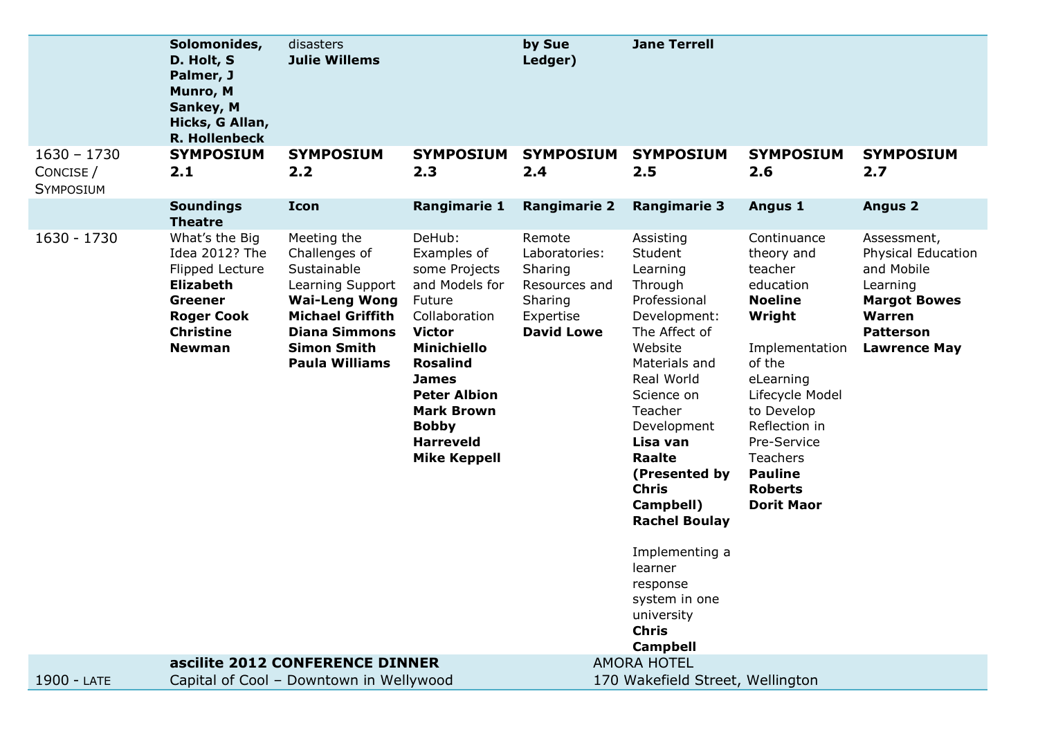| | | | | | | | |
|---|---|---|---|---|---|---|---|
| | **Solomonides, D. Holt, S Palmer, J Munro, M Sankey, M Hicks, G Allan, R. Hollenbeck** | disasters **Julie Willems** | | **by Sue Ledger)** | **Jane Terrell** | | |
| 1630 – 1730 CONCISE / SYMPOSIUM | **SYMPOSIUM 2.1** | **SYMPOSIUM 2.2** | **SYMPOSIUM 2.3** | **SYMPOSIUM 2.4** | **SYMPOSIUM 2.5** | **SYMPOSIUM 2.6** | **SYMPOSIUM 2.7** |
| | **Soundings Theatre** | **Icon** | **Rangimarie 1** | **Rangimarie 2** | **Rangimarie 3** | **Angus 1** | **Angus 2** |
| 1630 - 1730 | What's the Big Idea 2012? The Flipped Lecture **Elizabeth Greener Roger Cook Christine Newman** | Meeting the Challenges of Sustainable Learning Support **Wai-Leng Wong Michael Griffith Diana Simmons Simon Smith Paula Williams** | DeHub: Examples of some Projects and Models for Future Collaboration **Victor Minichiello Rosalind James Peter Albion Mark Brown Bobby Harreveld Mike Keppell** | Remote Laboratories: Sharing Resources and Sharing Expertise **David Lowe** | Assisting Student Learning Through Professional Development: The Affect of Website Materials and Real World Science on Teacher Development **Lisa van Raalte (Presented by Chris Campbell) Rachel Boulay**<br><br>Implementing a learner response system in one university **Chris Campbell** | Continuance theory and teacher education **Noeline Wright**<br><br>Implementation of the eLearning Lifecycle Model to Develop Reflection in Pre-Service Teachers **Pauline Roberts Dorit Maor** | Assessment, Physical Education and Mobile Learning **Margot Bowes Warren Patterson Lawrence May** |
| 1900 - LATE | **ascilite 2012 CONFERENCE DINNER** Capital of Cool – Downtown in Wellywood | | | | AMORA HOTEL 170 Wakefield Street, Wellington | | |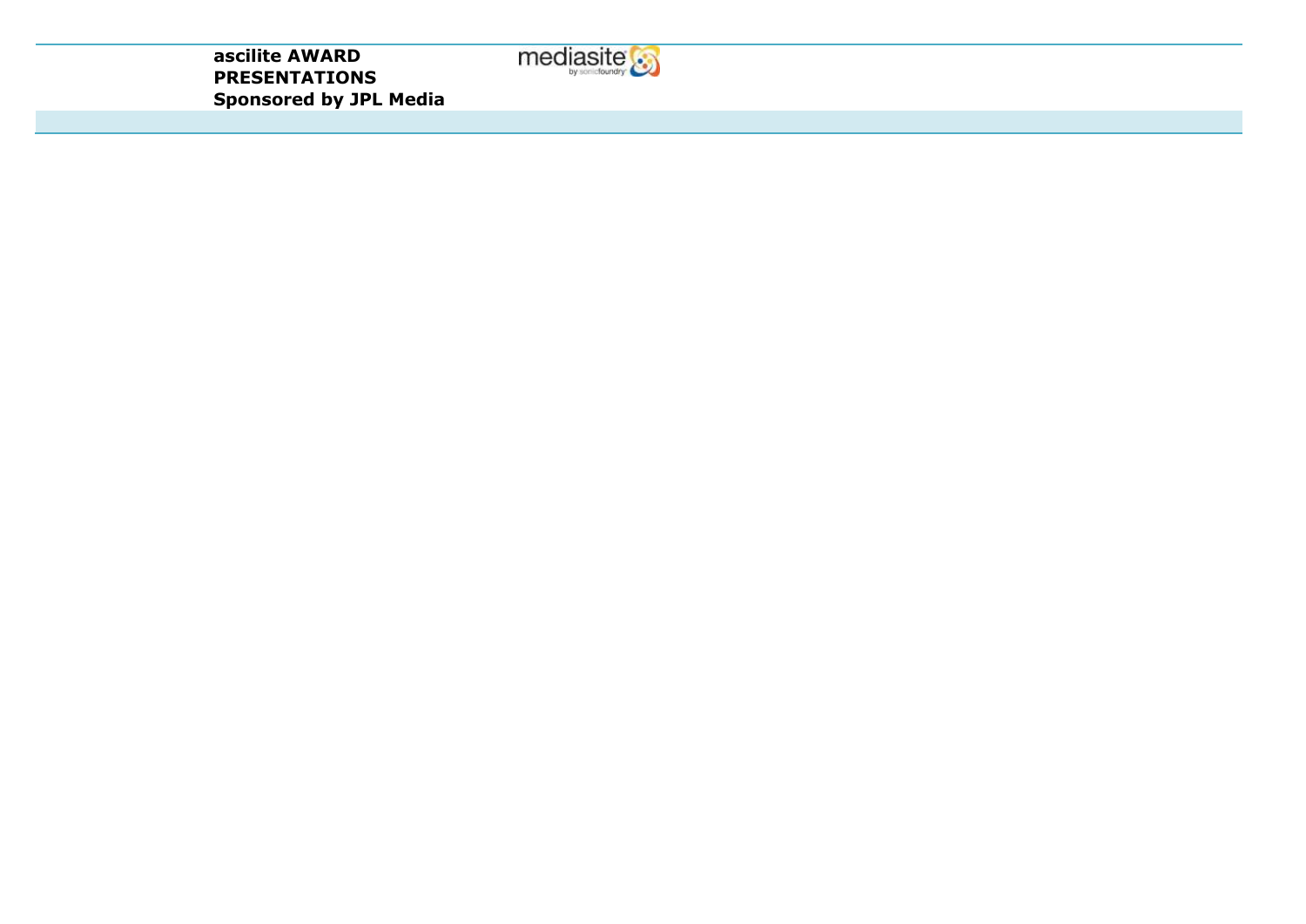**ascilite AWARD PRESENTATIONS**
**Sponsored by JPL Media**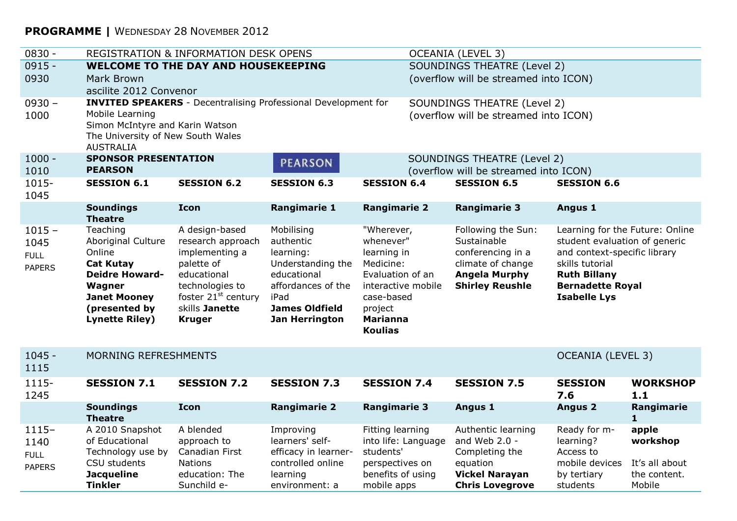**PROGRAMME |** WEDNESDAY 28 NOVEMBER 2012

| | | | | | | | |
|---|---|---|---|---|---|---|---|
| 0830 - | REGISTRATION & INFORMATION DESK OPENS | | | OCEANIA (LEVEL 3) | | | |
| 0915 - 0930 | **WELCOME TO THE DAY AND HOUSEKEEPING** Mark Brown ascilite 2012 Convenor | | | SOUNDINGS THEATRE (Level 2) (overflow will be streamed into ICON) | | | |
| 0930 – 1000 | **INVITED SPEAKERS** - Decentralising Professional Development for Mobile Learning Simon McIntyre and Karin Watson The University of New South Wales AUSTRALIA | | | SOUNDINGS THEATRE (Level 2) (overflow will be streamed into ICON) | | | |
| 1000 - 1010 | **SPONSOR PRESENTATION PEARSON** | | PEARSON | SOUNDINGS THEATRE (Level 2) (overflow will be streamed into ICON) | | | |
| 1015-1045 | **SESSION 6.1** | **SESSION 6.2** | **SESSION 6.3** | **SESSION 6.4** | **SESSION 6.5** | **SESSION 6.6** | |
| | **Soundings Theatre** | **Icon** | **Rangimarie 1** | **Rangimarie 2** | **Rangimarie 3** | **Angus 1** | |
| 1015 – 1045 FULL PAPERS | Teaching Aboriginal Culture Online **Cat Kutay Deidre Howard-Wagner Janet Mooney (presented by Lynette Riley)** | A design-based research approach implementing a palette of educational technologies to foster 21st century skills **Janette Kruger** | Mobilising authentic learning: Understanding the educational affordances of the iPad **James Oldfield Jan Herrington** | "Wherever, whenever" learning in Medicine: Evaluation of an interactive mobile case-based project **Marianna Koulias** | Following the Sun: Sustainable conferencing in a climate of change **Angela Murphy Shirley Reushle** | Learning for the Future: Online student evaluation of generic and context-specific library skills tutorial **Ruth Billany Bernadette Royal Isabelle Lys** | |
| 1045 - 1115 | MORNING REFRESHMENTS | | | | | OCEANIA (LEVEL 3) | |
| 1115-1245 | **SESSION 7.1** | **SESSION 7.2** | **SESSION 7.3** | **SESSION 7.4** | **SESSION 7.5** | **SESSION 7.6** | **WORKSHOP 1.1** |
| | **Soundings Theatre** | **Icon** | **Rangimarie 2** | **Rangimarie 3** | **Angus 1** | **Angus 2** | **Rangimarie 1** |
| 1115–1140 FULL PAPERS | A 2010 Snapshot of Educational Technology use by CSU students **Jacqueline Tinkler** | A blended approach to Canadian First Nations education: The Sunchild e- | Improving learners' self-efficacy in learner-controlled online learning environment: a | Fitting learning into life: Language students' perspectives on benefits of using mobile apps | Authentic learning and Web 2.0 - Completing the equation **Vickel Narayan Chris Lovegrove** | Ready for m-learning? Access to mobile devices by tertiary students | **apple workshop** It's all about the content. Mobile |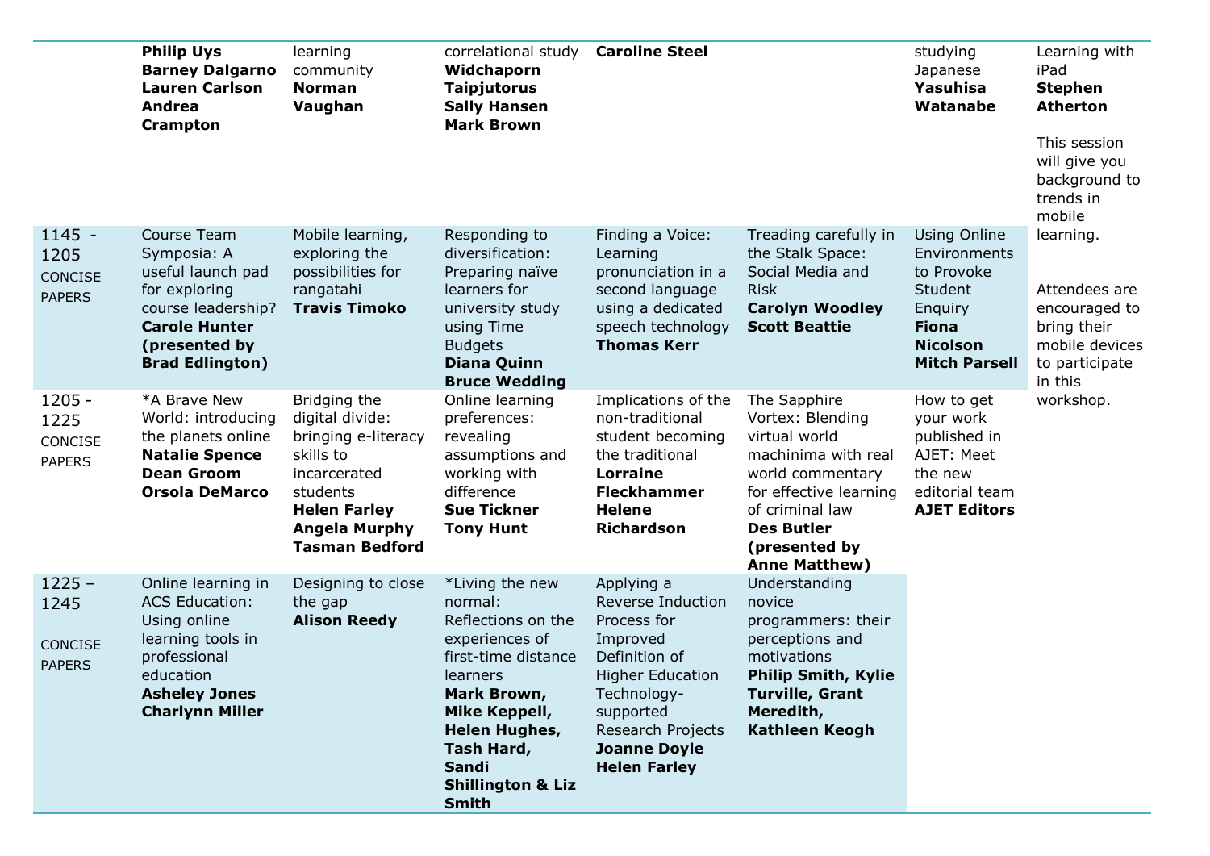| | | | | | | | |
|---|---|---|---|---|---|---|---|
| | **Philip Uys** **Barney Dalgarno** **Lauren Carlson** **Andrea Crampton** | learning community **Norman Vaughan** | correlational study **Widchaporn Taipjutorus** **Sally Hansen** **Mark Brown** | **Caroline Steel** | | studying Japanese **Yasuhisa Watanabe** | Learning with iPad **Stephen Atherton** This session will give you background to trends in mobile learning. Attendees are encouraged to bring their mobile devices to participate in this workshop. |
| 1145 - 1205 CONCISE PAPERS | Course Team Symposia: A useful launch pad for exploring course leadership? **Carole Hunter (presented by Brad Edlington)** | Mobile learning, exploring the possibilities for rangatahi **Travis Timoko** | Responding to diversification: Preparing naïve learners for university study using Time Budgets **Diana Quinn** **Bruce Wedding** | Finding a Voice: Learning pronunciation in a second language using a dedicated speech technology **Thomas Kerr** | Treading carefully in the Stalk Space: Social Media and Risk **Carolyn Woodley** **Scott Beattie** | Using Online Environments to Provoke Student Enquiry **Fiona Nicolson** **Mitch Parsell** | |
| 1205 - 1225 CONCISE PAPERS | *A Brave New World: introducing the planets online **Natalie Spence** **Dean Groom** **Orsola DeMarco** | Bridging the digital divide: bringing e-literacy skills to incarcerated students **Helen Farley** **Angela Murphy** **Tasman Bedford** | Online learning preferences: revealing assumptions and working with difference **Sue Tickner** **Tony Hunt** | Implications of the non-traditional student becoming the traditional **Lorraine Fleckhammer** **Helene Richardson** | The Sapphire Vortex: Blending virtual world machinima with real world commentary for effective learning of criminal law **Des Butler (presented by Anne Matthew)** | How to get your work published in AJET: Meet the new editorial team **AJET Editors** | |
| 1225 – 1245 CONCISE PAPERS | Online learning in ACS Education: Using online learning tools in professional education **Asheley Jones** **Charlynn Miller** | Designing to close the gap **Alison Reedy** | *Living the new normal: Reflections on the experiences of first-time distance learners **Mark Brown, Mike Keppell, Helen Hughes, Tash Hard, Sandi Shillington & Liz Smith** | Applying a Reverse Induction Process for Improved Definition of Higher Education Technology-supported Research Projects **Joanne Doyle** **Helen Farley** | Understanding novice programmers: their perceptions and motivations **Philip Smith, Kylie Turville, Grant Meredith, Kathleen Keogh** | | |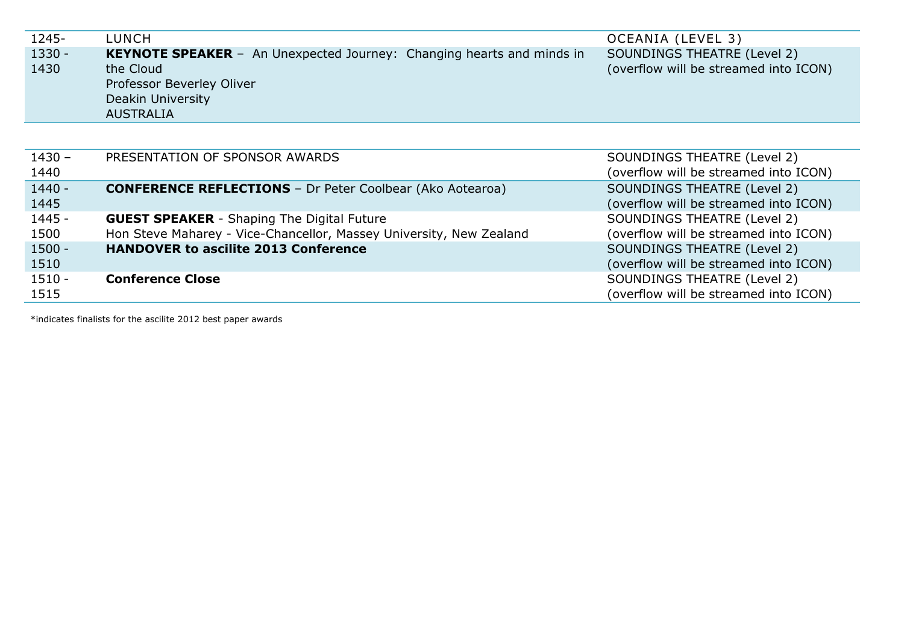| | | |
|---|---|---|
| 1245- | LUNCH | OCEANIA (LEVEL 3) |
| 1330 - 1430 | **KEYNOTE SPEAKER** – An Unexpected Journey: Changing hearts and minds in the Cloud<br>Professor Beverley Oliver<br>Deakin University<br>AUSTRALIA | SOUNDINGS THEATRE (Level 2)<br>(overflow will be streamed into ICON) |

| | | |
|---|---|---|
| 1430 – 1440 | PRESENTATION OF SPONSOR AWARDS | SOUNDINGS THEATRE (Level 2)<br>(overflow will be streamed into ICON) |
| 1440 - 1445 | **CONFERENCE REFLECTIONS** – Dr Peter Coolbear (Ako Aotearoa) | SOUNDINGS THEATRE (Level 2)<br>(overflow will be streamed into ICON) |
| 1445 - 1500 | **GUEST SPEAKER** - Shaping The Digital Future<br>Hon Steve Maharey - Vice-Chancellor, Massey University, New Zealand | SOUNDINGS THEATRE (Level 2)<br>(overflow will be streamed into ICON) |
| 1500 - 1510 | **HANDOVER to ascilite 2013 Conference** | SOUNDINGS THEATRE (Level 2)<br>(overflow will be streamed into ICON) |
| 1510 - 1515 | **Conference Close** | SOUNDINGS THEATRE (Level 2)<br>(overflow will be streamed into ICON) |

*indicates finalists for the ascilite 2012 best paper awards